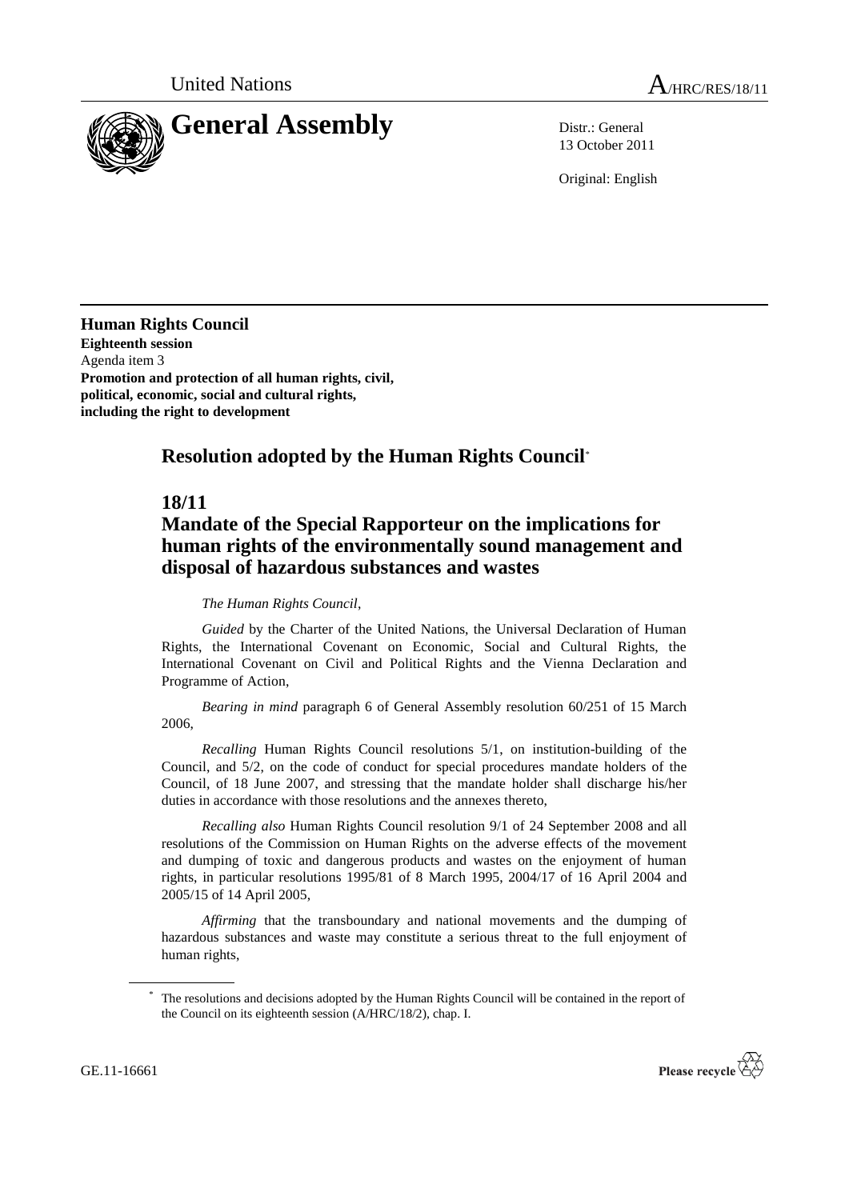United Nations A/HRC/RES/18/11

# General Assembly

Distr.: General
13 October 2011

Original: English

**Human Rights Council**
**Eighteenth session**
Agenda item 3
**Promotion and protection of all human rights, civil, political, economic, social and cultural rights, including the right to development**

## Resolution adopted by the Human Rights Council*

## 18/11
## Mandate of the Special Rapporteur on the implications for human rights of the environmentally sound management and disposal of hazardous substances and wastes

*The Human Rights Council*,

*Guided* by the Charter of the United Nations, the Universal Declaration of Human Rights, the International Covenant on Economic, Social and Cultural Rights, the International Covenant on Civil and Political Rights and the Vienna Declaration and Programme of Action,

*Bearing in mind* paragraph 6 of General Assembly resolution 60/251 of 15 March 2006,

*Recalling* Human Rights Council resolutions 5/1, on institution-building of the Council, and 5/2, on the code of conduct for special procedures mandate holders of the Council, of 18 June 2007, and stressing that the mandate holder shall discharge his/her duties in accordance with those resolutions and the annexes thereto,

*Recalling also* Human Rights Council resolution 9/1 of 24 September 2008 and all resolutions of the Commission on Human Rights on the adverse effects of the movement and dumping of toxic and dangerous products and wastes on the enjoyment of human rights, in particular resolutions 1995/81 of 8 March 1995, 2004/17 of 16 April 2004 and 2005/15 of 14 April 2005,

*Affirming* that the transboundary and national movements and the dumping of hazardous substances and waste may constitute a serious threat to the full enjoyment of human rights,

\* The resolutions and decisions adopted by the Human Rights Council will be contained in the report of the Council on its eighteenth session (A/HRC/18/2), chap. I.

GE.11-16661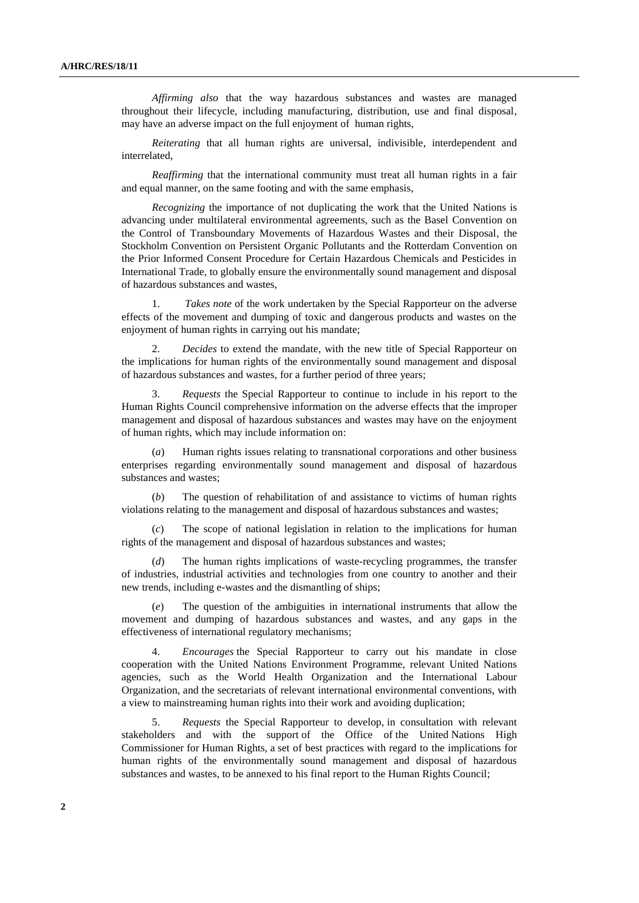*Affirming also* that the way hazardous substances and wastes are managed throughout their lifecycle, including manufacturing, distribution, use and final disposal, may have an adverse impact on the full enjoyment of human rights,

*Reiterating* that all human rights are universal, indivisible, interdependent and interrelated,

*Reaffirming* that the international community must treat all human rights in a fair and equal manner, on the same footing and with the same emphasis,

*Recognizing* the importance of not duplicating the work that the United Nations is advancing under multilateral environmental agreements, such as the Basel Convention on the Control of Transboundary Movements of Hazardous Wastes and their Disposal, the Stockholm Convention on Persistent Organic Pollutants and the Rotterdam Convention on the Prior Informed Consent Procedure for Certain Hazardous Chemicals and Pesticides in International Trade, to globally ensure the environmentally sound management and disposal of hazardous substances and wastes,

1. *Takes note* of the work undertaken by the Special Rapporteur on the adverse effects of the movement and dumping of toxic and dangerous products and wastes on the enjoyment of human rights in carrying out his mandate;

2. *Decides* to extend the mandate, with the new title of Special Rapporteur on the implications for human rights of the environmentally sound management and disposal of hazardous substances and wastes, for a further period of three years;

3. *Requests* the Special Rapporteur to continue to include in his report to the Human Rights Council comprehensive information on the adverse effects that the improper management and disposal of hazardous substances and wastes may have on the enjoyment of human rights, which may include information on:

(*a*) Human rights issues relating to transnational corporations and other business enterprises regarding environmentally sound management and disposal of hazardous substances and wastes;

(*b*) The question of rehabilitation of and assistance to victims of human rights violations relating to the management and disposal of hazardous substances and wastes;

(*c*) The scope of national legislation in relation to the implications for human rights of the management and disposal of hazardous substances and wastes;

(*d*) The human rights implications of waste-recycling programmes, the transfer of industries, industrial activities and technologies from one country to another and their new trends, including e-wastes and the dismantling of ships;

(*e*) The question of the ambiguities in international instruments that allow the movement and dumping of hazardous substances and wastes, and any gaps in the effectiveness of international regulatory mechanisms;

4. *Encourages* the Special Rapporteur to carry out his mandate in close cooperation with the United Nations Environment Programme, relevant United Nations agencies, such as the World Health Organization and the International Labour Organization, and the secretariats of relevant international environmental conventions, with a view to mainstreaming human rights into their work and avoiding duplication;

5. *Requests* the Special Rapporteur to develop, in consultation with relevant stakeholders and with the support of the Office of the United Nations High Commissioner for Human Rights, a set of best practices with regard to the implications for human rights of the environmentally sound management and disposal of hazardous substances and wastes, to be annexed to his final report to the Human Rights Council;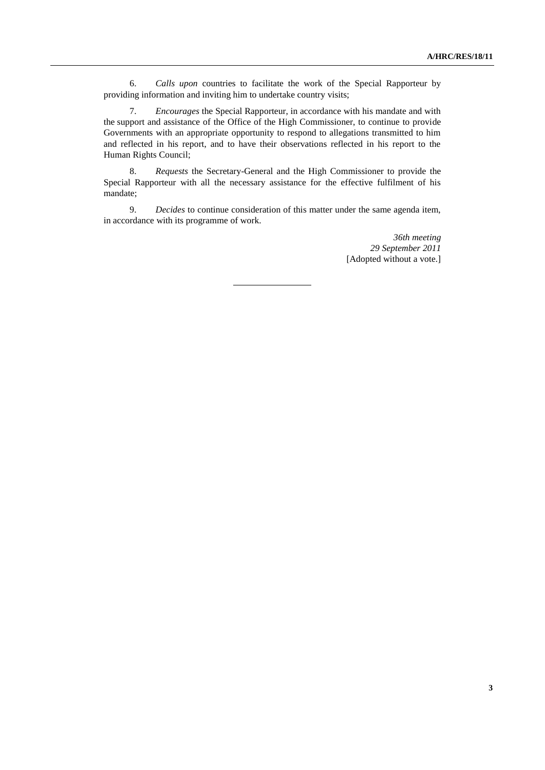6. *Calls upon* countries to facilitate the work of the Special Rapporteur by providing information and inviting him to undertake country visits;

7. *Encourages* the Special Rapporteur, in accordance with his mandate and with the support and assistance of the Office of the High Commissioner, to continue to provide Governments with an appropriate opportunity to respond to allegations transmitted to him and reflected in his report, and to have their observations reflected in his report to the Human Rights Council;

8. *Requests* the Secretary-General and the High Commissioner to provide the Special Rapporteur with all the necessary assistance for the effective fulfilment of his mandate;

9. *Decides* to continue consideration of this matter under the same agenda item, in accordance with its programme of work.

*36th meeting*
*29 September 2011*
[Adopted without a vote.]